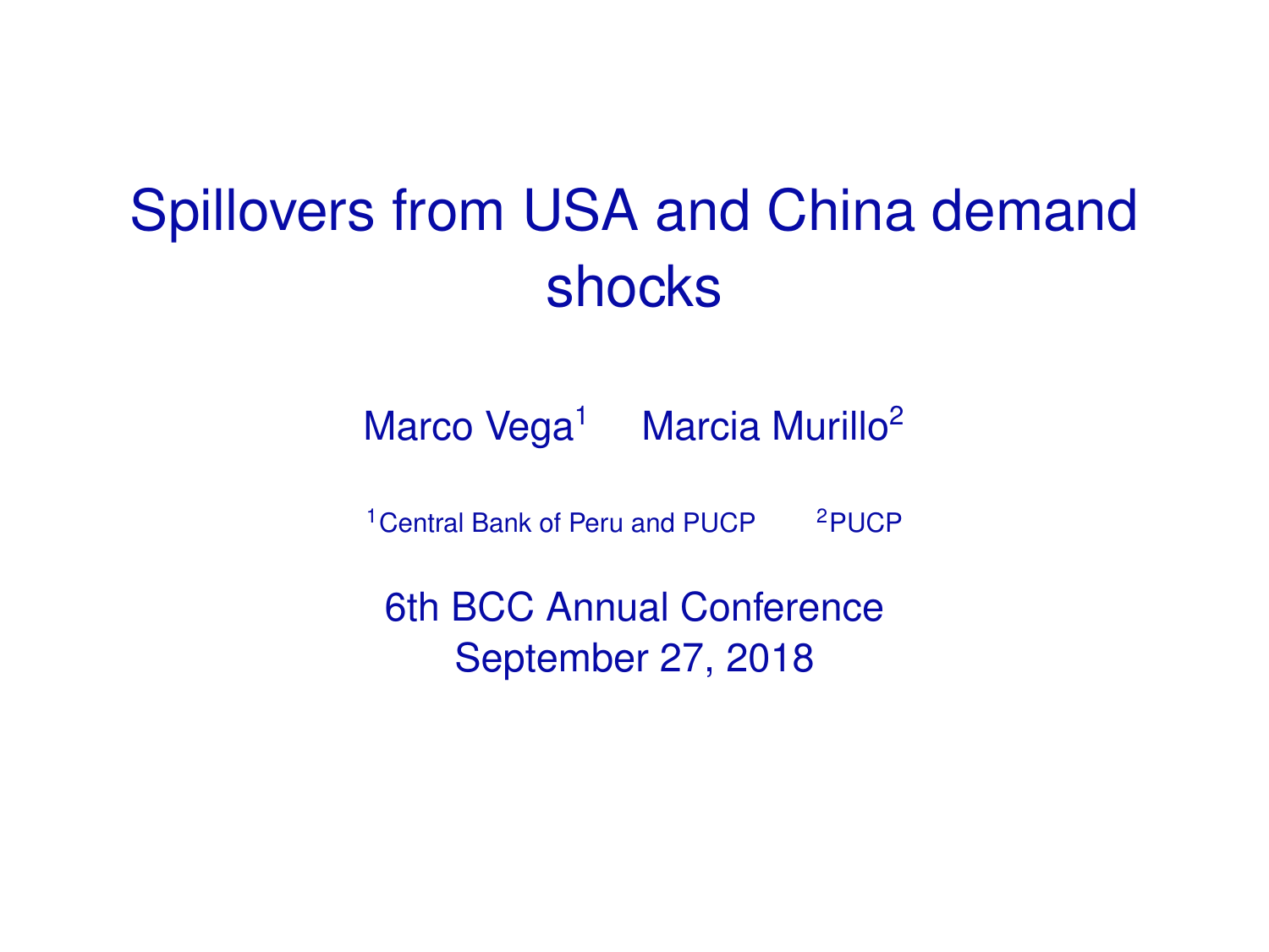# Spillovers from USA and China demand shocks

Marco Vega[1] Marcia Murillo[2]

[1]Central Bank of Peru and PUCP [2]PUCP

6th BCC Annual Conference
September 27, 2018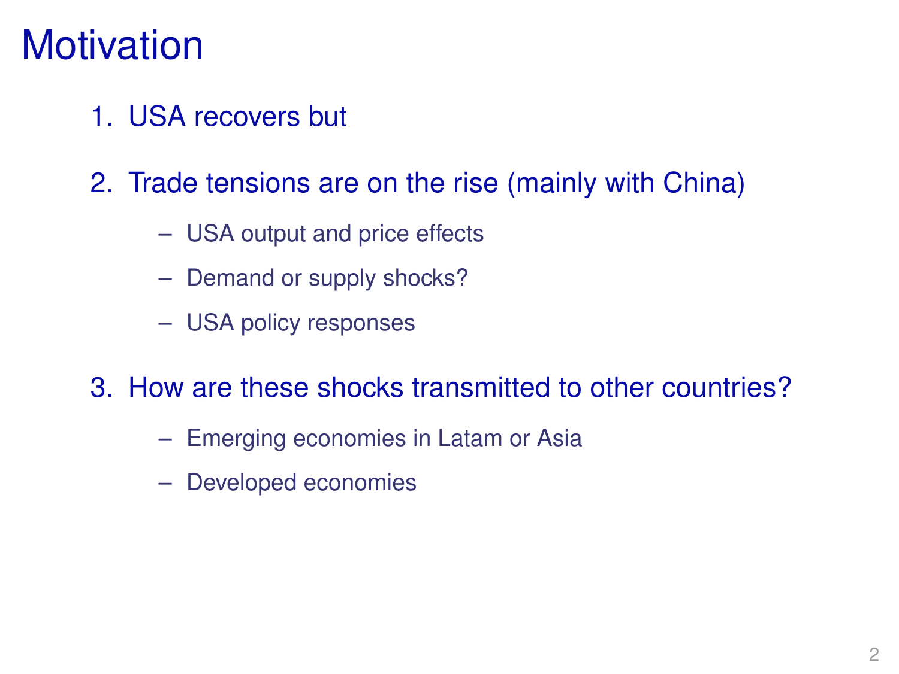# Motivation

1. USA recovers but
2. Trade tensions are on the rise (mainly with China)
   - USA output and price effects
   - Demand or supply shocks?
   - USA policy responses
3. How are these shocks transmitted to other countries?
   - Emerging economies in Latam or Asia
   - Developed economies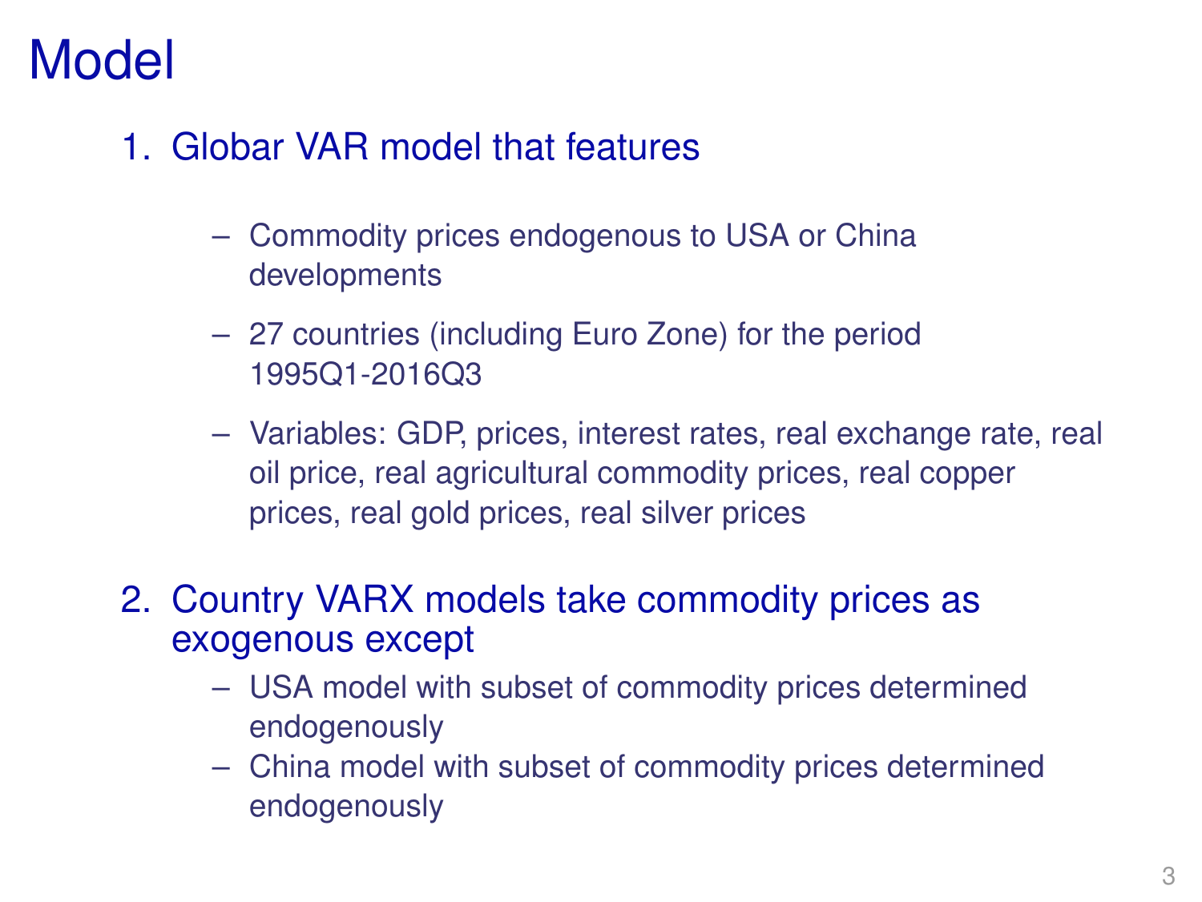# Model

1. Globar VAR model that features

   – Commodity prices endogenous to USA or China developments

   – 27 countries (including Euro Zone) for the period 1995Q1-2016Q3

   – Variables: GDP, prices, interest rates, real exchange rate, real oil price, real agricultural commodity prices, real copper prices, real gold prices, real silver prices

2. Country VARX models take commodity prices as exogenous except
   – USA model with subset of commodity prices determined endogenously
   – China model with subset of commodity prices determined endogenously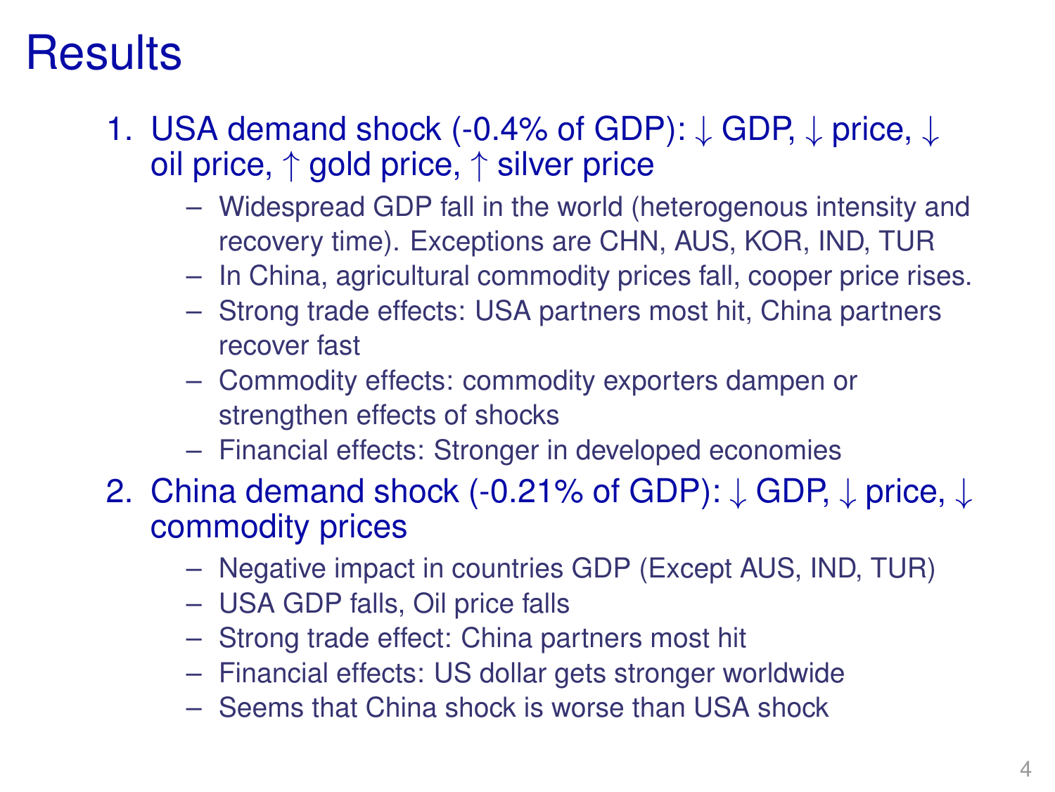# Results

1. USA demand shock (-0.4% of GDP): ↓ GDP, ↓ price, ↓ oil price, ↑ gold price, ↑ silver price
   - Widespread GDP fall in the world (heterogenous intensity and recovery time). Exceptions are CHN, AUS, KOR, IND, TUR
   - In China, agricultural commodity prices fall, cooper price rises.
   - Strong trade effects: USA partners most hit, China partners recover fast
   - Commodity effects: commodity exporters dampen or strengthen effects of shocks
   - Financial effects: Stronger in developed economies
2. China demand shock (-0.21% of GDP): ↓ GDP, ↓ price, ↓ commodity prices
   - Negative impact in countries GDP (Except AUS, IND, TUR)
   - USA GDP falls, Oil price falls
   - Strong trade effect: China partners most hit
   - Financial effects: US dollar gets stronger worldwide
   - Seems that China shock is worse than USA shock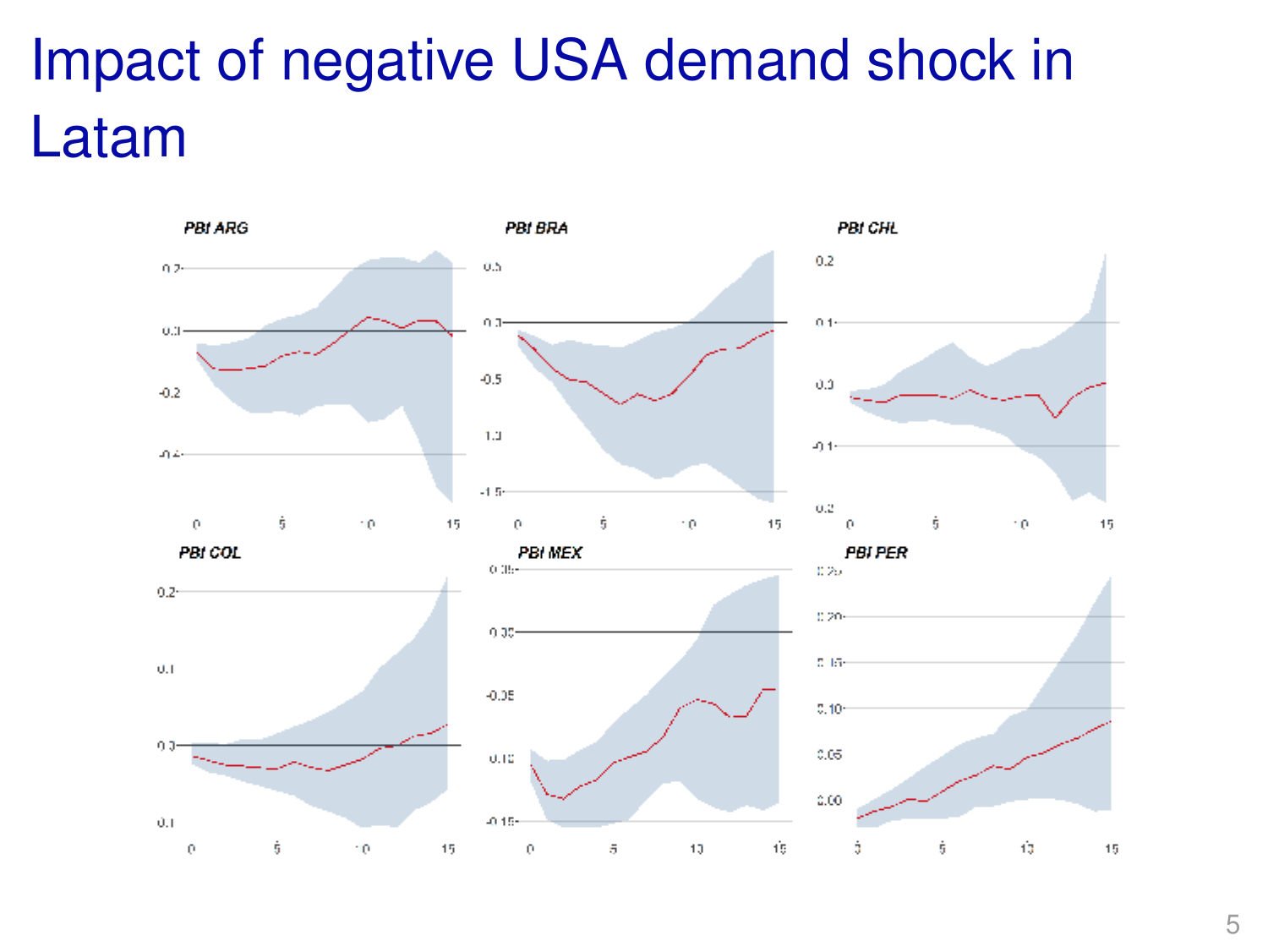# Impact of negative USA demand shock in Latam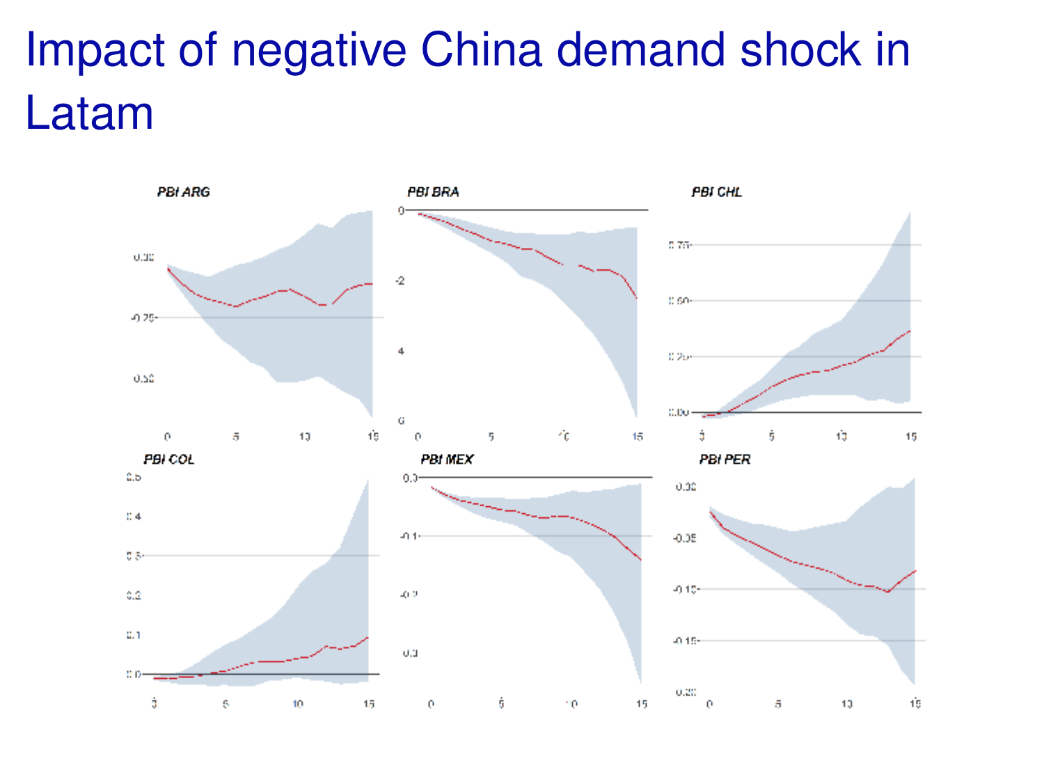# Impact of negative China demand shock in Latam

PBI ARG

PBI BRA

PBI CHL

PBI COL

PBI MEX

PBI PER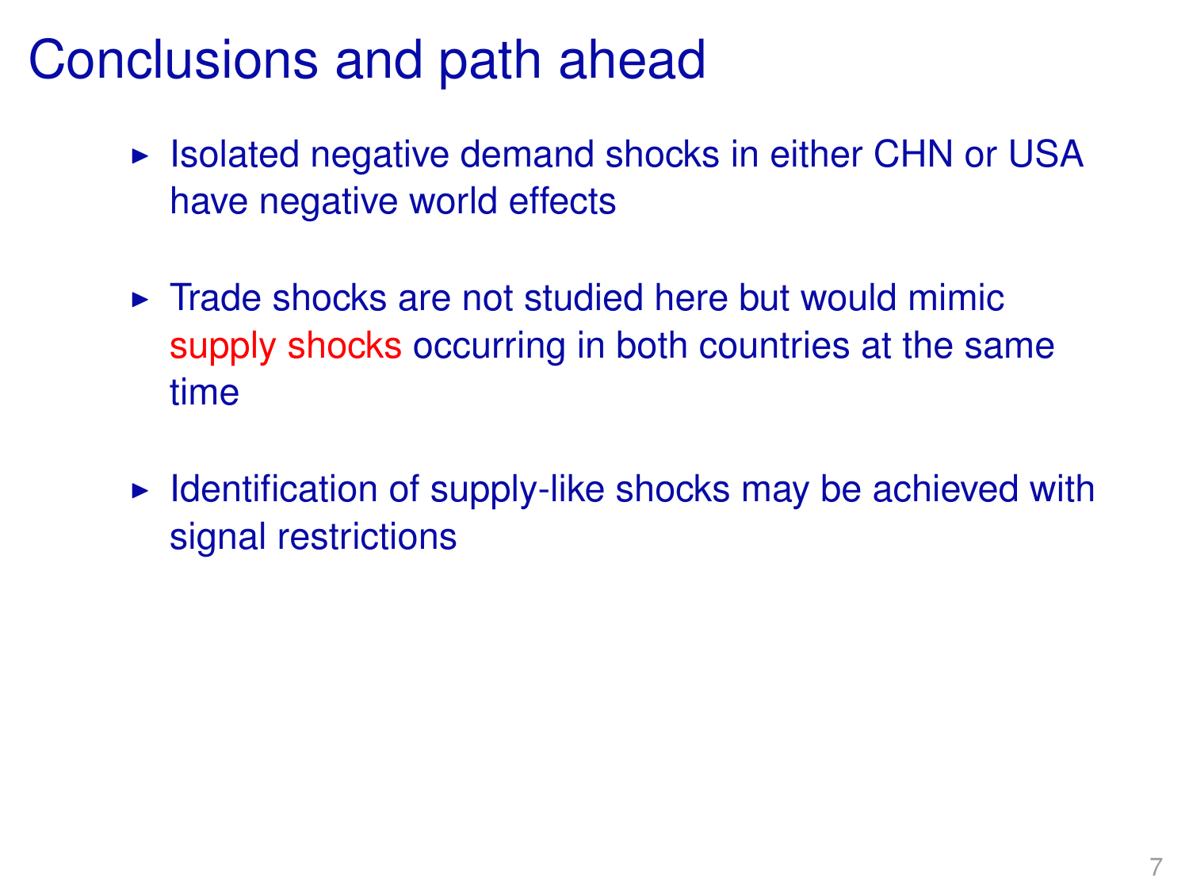# Conclusions and path ahead

- Isolated negative demand shocks in either CHN or USA have negative world effects
- Trade shocks are not studied here but would mimic supply shocks occurring in both countries at the same time
- Identification of supply-like shocks may be achieved with signal restrictions